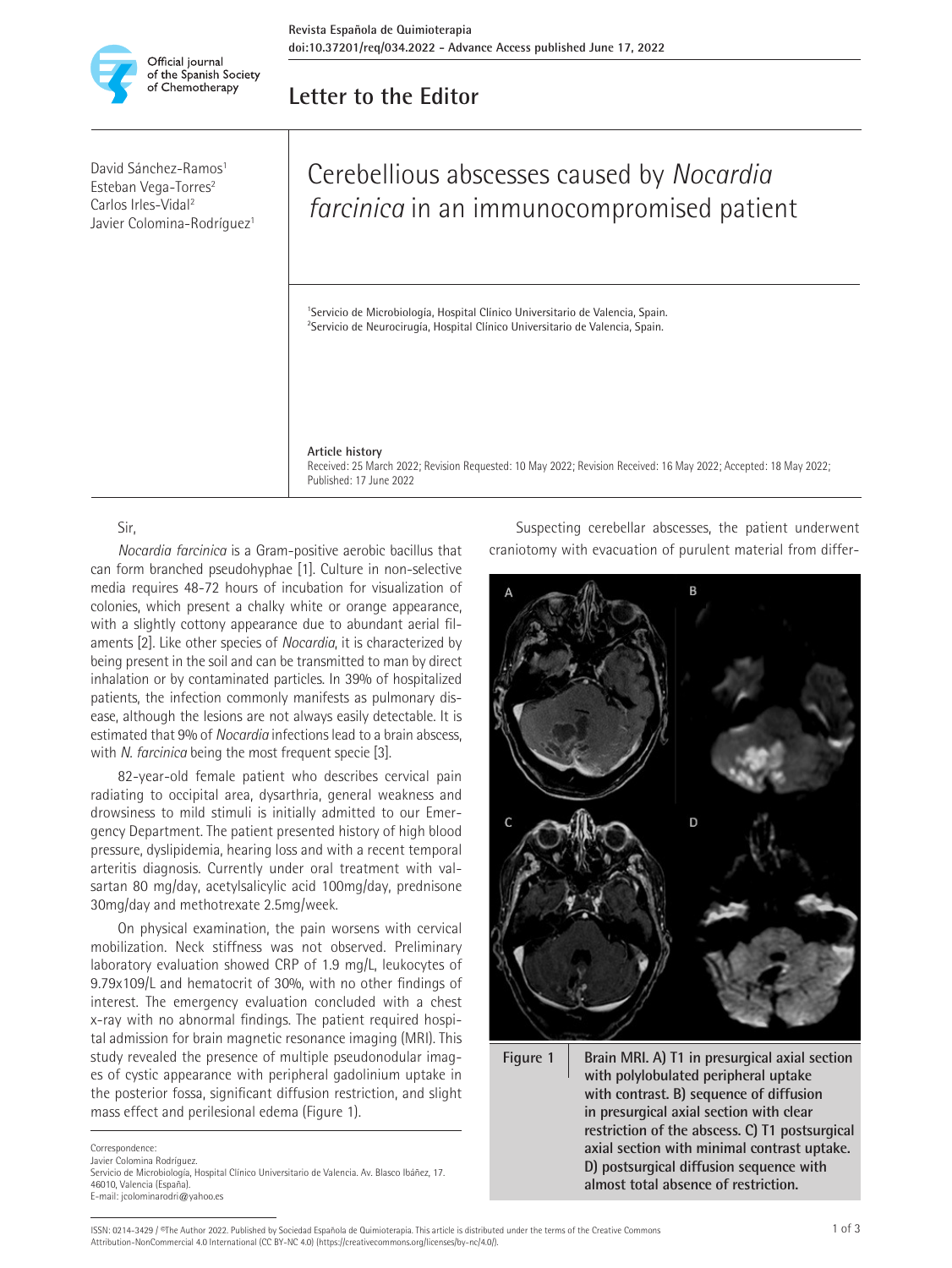Letter to the Editor

David Sánchez-Ramos[1]
Esteban Vega-Torres[2]
Carlos Irles-Vidal[2]
Javier Colomina-Rodríguez[1]

# Cerebellious abscesses caused by *Nocardia farcinica* in an immunocompromised patient

[1]Servicio de Microbiología, Hospital Clínico Universitario de Valencia, Spain.
[2]Servicio de Neurocirugía, Hospital Clínico Universitario de Valencia, Spain.

**Article history**
Received: 25 March 2022; Revision Requested: 10 May 2022; Revision Received: 16 May 2022; Accepted: 18 May 2022; Published: 17 June 2022

Sir,

*Nocardia farcinica* is a Gram-positive aerobic bacillus that can form branched pseudohyphae [1]. Culture in non-selective media requires 48-72 hours of incubation for visualization of colonies, which present a chalky white or orange appearance, with a slightly cottony appearance due to abundant aerial filaments [2]. Like other species of *Nocardia*, it is characterized by being present in the soil and can be transmitted to man by direct inhalation or by contaminated particles. In 39% of hospitalized patients, the infection commonly manifests as pulmonary disease, although the lesions are not always easily detectable. It is estimated that 9% of *Nocardia* infections lead to a brain abscess, with *N. farcinica* being the most frequent specie [3].

82-year-old female patient who describes cervical pain radiating to occipital area, dysarthria, general weakness and drowsiness to mild stimuli is initially admitted to our Emergency Department. The patient presented history of high blood pressure, dyslipidemia, hearing loss and with a recent temporal arteritis diagnosis. Currently under oral treatment with valsartan 80 mg/day, acetylsalicylic acid 100mg/day, prednisone 30mg/day and methotrexate 2.5mg/week.

On physical examination, the pain worsens with cervical mobilization. Neck stiffness was not observed. Preliminary laboratory evaluation showed CRP of 1.9 mg/L, leukocytes of 9.79x109/L and hematocrit of 30%, with no other findings of interest. The emergency evaluation concluded with a chest x-ray with no abnormal findings. The patient required hospital admission for brain magnetic resonance imaging (MRI). This study revealed the presence of multiple pseudonodular images of cystic appearance with peripheral gadolinium uptake in the posterior fossa, significant diffusion restriction, and slight mass effect and perilesional edema (Figure 1).

Suspecting cerebellar abscesses, the patient underwent craniotomy with evacuation of purulent material from differ-

**Figure 1** Brain MRI. A) T1 in presurgical axial section with polylobulated peripheral uptake with contrast. B) sequence of diffusion in presurgical axial section with clear restriction of the abscess. C) T1 postsurgical axial section with minimal contrast uptake. D) postsurgical diffusion sequence with almost total absence of restriction.

Correspondence:
Javier Colomina Rodríguez.
Servicio de Microbiología, Hospital Clínico Universitario de Valencia. Av. Blasco Ibáñez, 17. 46010, Valencia (España).
E-mail: jcolominarodri@yahoo.es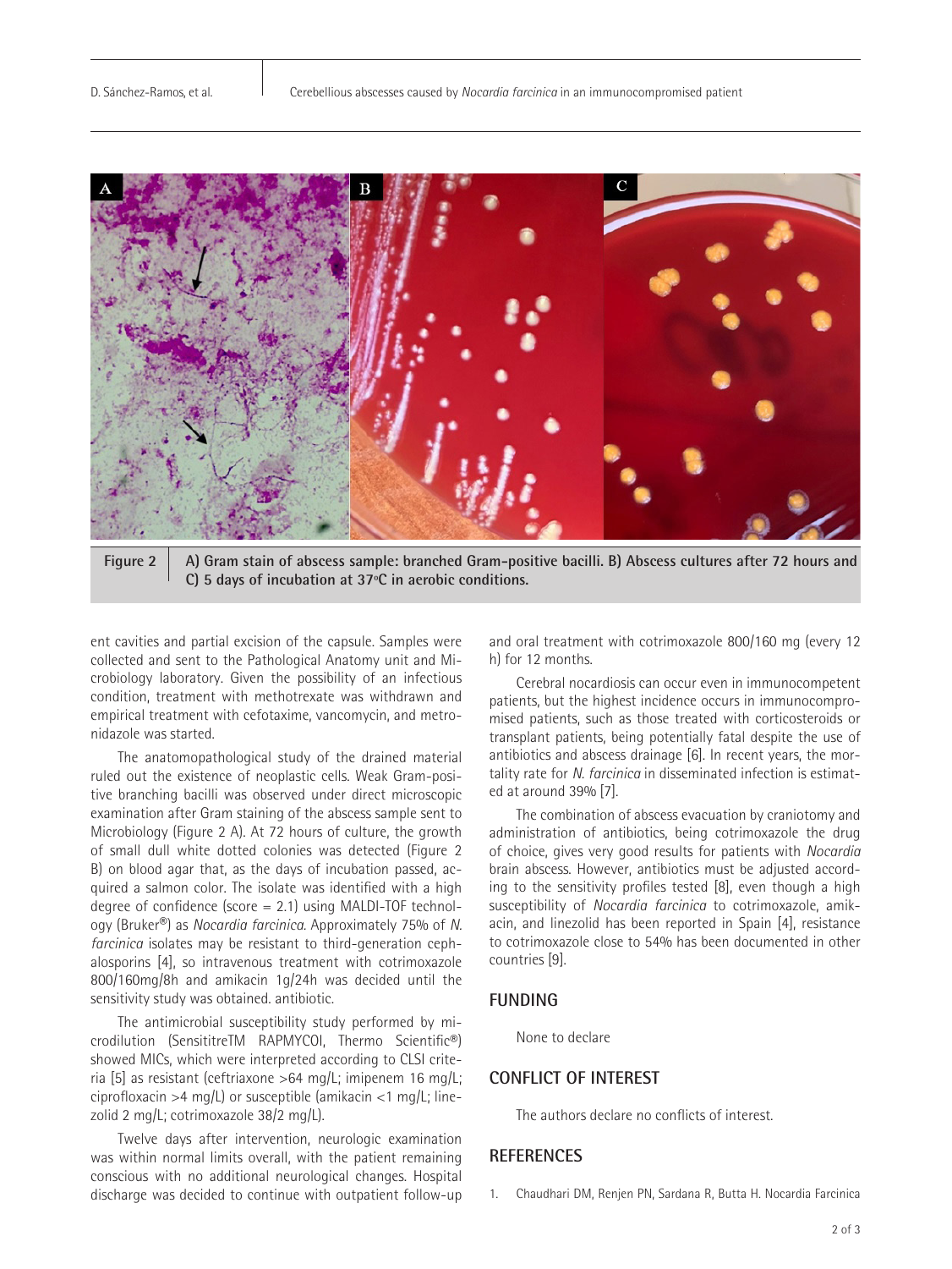Figure 2 A) Gram stain of abscess sample: branched Gram-positive bacilli. B) Abscess cultures after 72 hours and C) 5 days of incubation at 37ºC in aerobic conditions.

ent cavities and partial excision of the capsule. Samples were collected and sent to the Pathological Anatomy unit and Microbiology laboratory. Given the possibility of an infectious condition, treatment with methotrexate was withdrawn and empirical treatment with cefotaxime, vancomycin, and metronidazole was started.

The anatomopathological study of the drained material ruled out the existence of neoplastic cells. Weak Gram-positive branching bacilli was observed under direct microscopic examination after Gram staining of the abscess sample sent to Microbiology (Figure 2 A). At 72 hours of culture, the growth of small dull white dotted colonies was detected (Figure 2 B) on blood agar that, as the days of incubation passed, acquired a salmon color. The isolate was identified with a high degree of confidence (score = 2.1) using MALDI-TOF technology (Bruker®) as *Nocardia farcinica*. Approximately 75% of *N. farcinica* isolates may be resistant to third-generation cephalosporins [4], so intravenous treatment with cotrimoxazole 800/160mg/8h and amikacin 1g/24h was decided until the sensitivity study was obtained. antibiotic.

The antimicrobial susceptibility study performed by microdilution (SensititreTM RAPMYCOI, Thermo Scientific®) showed MICs, which were interpreted according to CLSI criteria [5] as resistant (ceftriaxone >64 mg/L; imipenem 16 mg/L; ciprofloxacin >4 mg/L) or susceptible (amikacin <1 mg/L; linezolid 2 mg/L; cotrimoxazole 38/2 mg/L).

Twelve days after intervention, neurologic examination was within normal limits overall, with the patient remaining conscious with no additional neurological changes. Hospital discharge was decided to continue with outpatient follow-up and oral treatment with cotrimoxazole 800/160 mg (every 12 h) for 12 months.

Cerebral nocardiosis can occur even in immunocompetent patients, but the highest incidence occurs in immunocompromised patients, such as those treated with corticosteroids or transplant patients, being potentially fatal despite the use of antibiotics and abscess drainage [6]. In recent years, the mortality rate for *N. farcinica* in disseminated infection is estimated at around 39% [7].

The combination of abscess evacuation by craniotomy and administration of antibiotics, being cotrimoxazole the drug of choice, gives very good results for patients with *Nocardia* brain abscess. However, antibiotics must be adjusted according to the sensitivity profiles tested [8], even though a high susceptibility of *Nocardia farcinica* to cotrimoxazole, amikacin, and linezolid has been reported in Spain [4], resistance to cotrimoxazole close to 54% has been documented in other countries [9].

## FUNDING

None to declare

## CONFLICT OF INTEREST

The authors declare no conflicts of interest.

## REFERENCES

1. Chaudhari DM, Renjen PN, Sardana R, Butta H. Nocardia Farcinica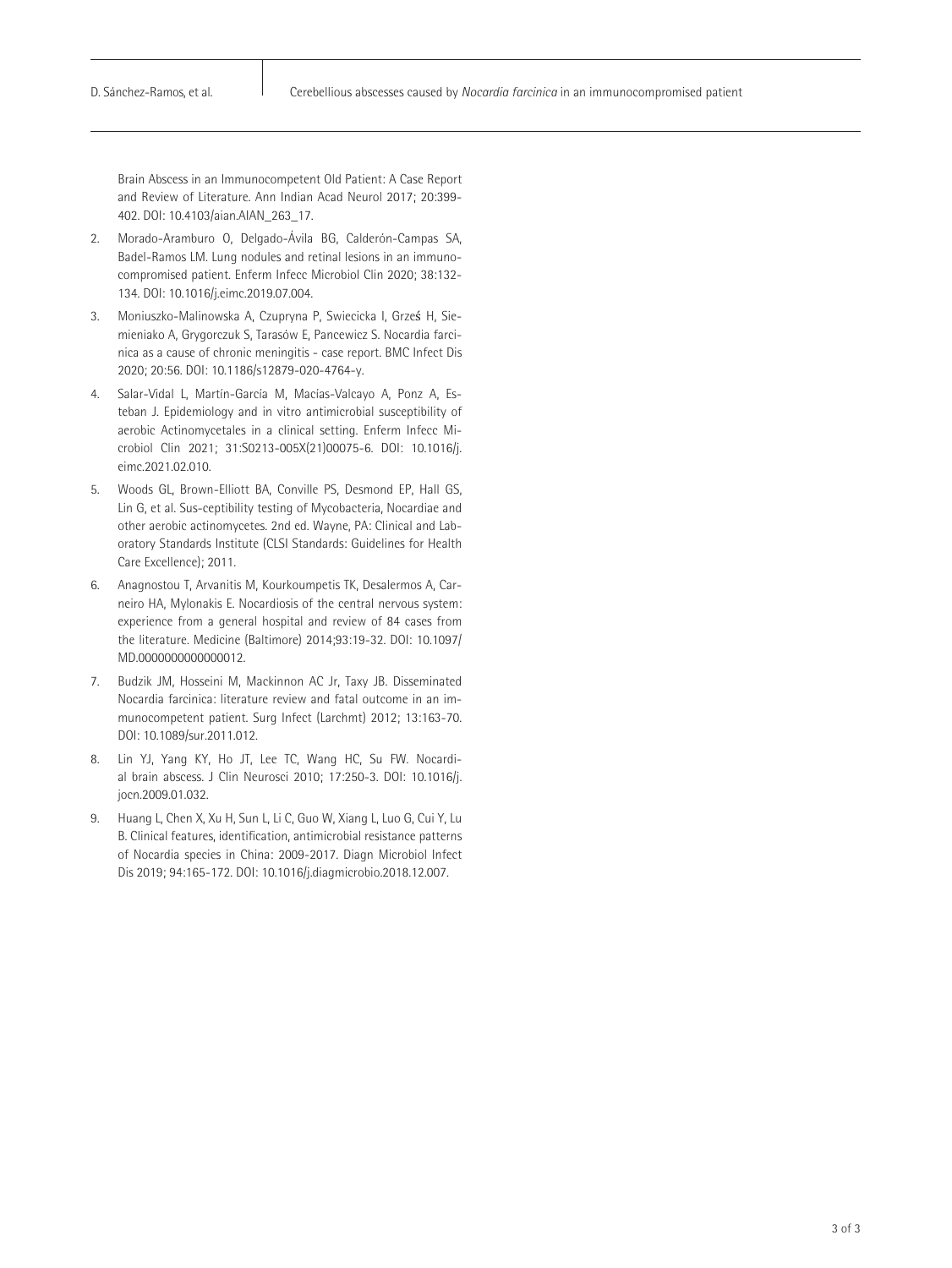Brain Abscess in an Immunocompetent Old Patient: A Case Report and Review of Literature. Ann Indian Acad Neurol 2017; 20:399-402. DOI: 10.4103/aian.AIAN_263_17.

2. Morado-Aramburo O, Delgado-Ávila BG, Calderón-Campas SA, Badel-Ramos LM. Lung nodules and retinal lesions in an immunocompromised patient. Enferm Infecc Microbiol Clin 2020; 38:132-134. DOI: 10.1016/j.eimc.2019.07.004.

3. Moniuszko-Malinowska A, Czupryna P, Swiecicka I, Grześ H, Siemieniako A, Grygorczuk S, Tarasów E, Pancewicz S. Nocardia farcinica as a cause of chronic meningitis - case report. BMC Infect Dis 2020; 20:56. DOI: 10.1186/s12879-020-4764-y.

4. Salar-Vidal L, Martín-García M, Macías-Valcayo A, Ponz A, Esteban J. Epidemiology and in vitro antimicrobial susceptibility of aerobic Actinomycetales in a clinical setting. Enferm Infecc Microbiol Clin 2021; 31:S0213-005X(21)00075-6. DOI: 10.1016/j.eimc.2021.02.010.

5. Woods GL, Brown-Elliott BA, Conville PS, Desmond EP, Hall GS, Lin G, et al. Sus-ceptibility testing of Mycobacteria, Nocardiae and other aerobic actinomycetes. 2nd ed. Wayne, PA: Clinical and Laboratory Standards Institute (CLSI Standards: Guidelines for Health Care Excellence); 2011.

6. Anagnostou T, Arvanitis M, Kourkoumpetis TK, Desalermos A, Carneiro HA, Mylonakis E. Nocardiosis of the central nervous system: experience from a general hospital and review of 84 cases from the literature. Medicine (Baltimore) 2014;93:19-32. DOI: 10.1097/MD.0000000000000012.

7. Budzik JM, Hosseini M, Mackinnon AC Jr, Taxy JB. Disseminated Nocardia farcinica: literature review and fatal outcome in an immunocompetent patient. Surg Infect (Larchmt) 2012; 13:163-70. DOI: 10.1089/sur.2011.012.

8. Lin YJ, Yang KY, Ho JT, Lee TC, Wang HC, Su FW. Nocardial brain abscess. J Clin Neurosci 2010; 17:250-3. DOI: 10.1016/j.jocn.2009.01.032.

9. Huang L, Chen X, Xu H, Sun L, Li C, Guo W, Xiang L, Luo G, Cui Y, Lu B. Clinical features, identification, antimicrobial resistance patterns of Nocardia species in China: 2009-2017. Diagn Microbiol Infect Dis 2019; 94:165-172. DOI: 10.1016/j.diagmicrobio.2018.12.007.